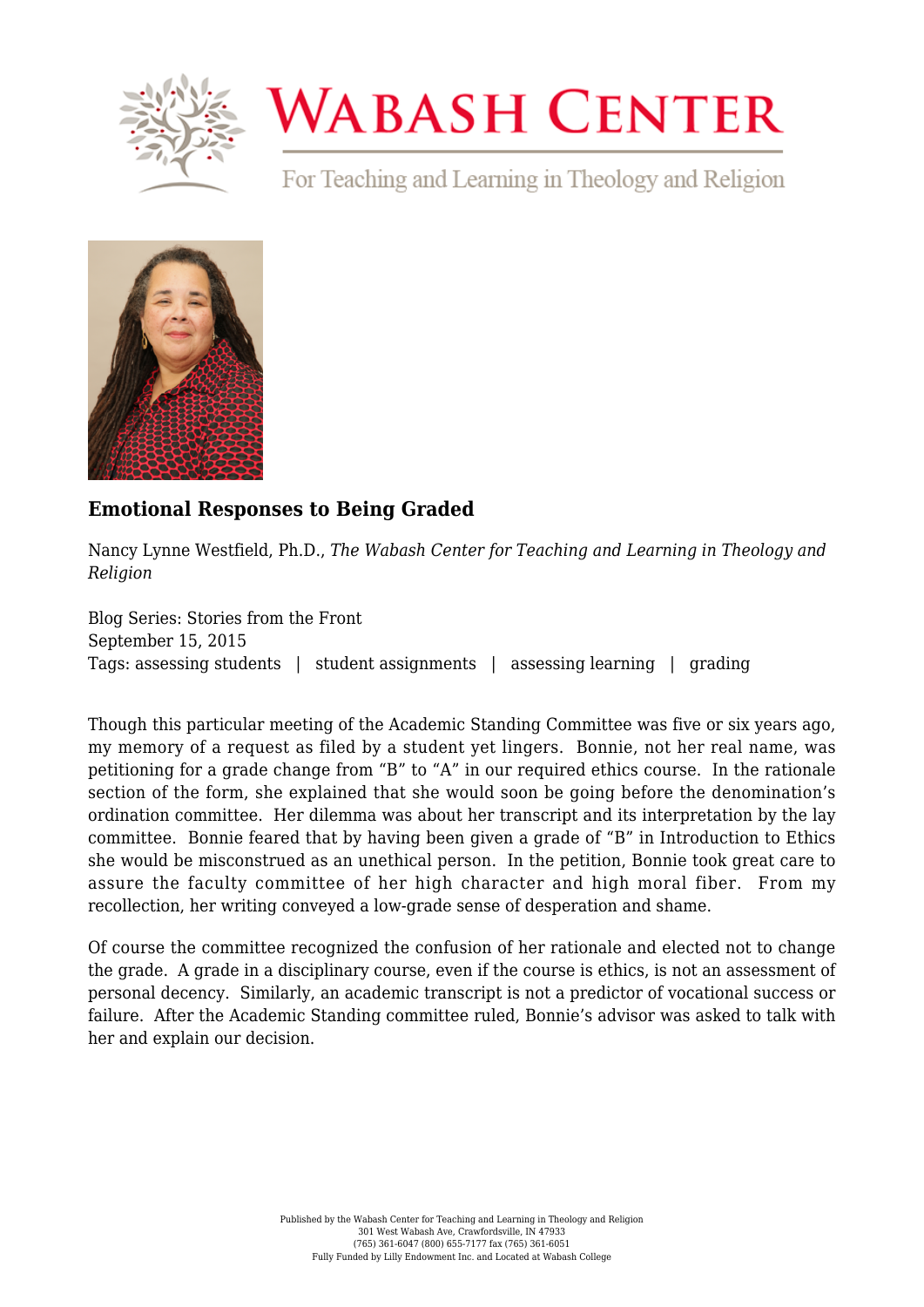# Wabash Center

For Teaching and Learning in Theology and Religion

## Emotional Responses to Being Graded

Nancy Lynne Westfield, Ph.D., *The Wabash Center for Teaching and Learning in Theology and Religion*

Blog Series: Stories from the Front
September 15, 2015
Tags: assessing students | student assignments | assessing learning | grading

Though this particular meeting of the Academic Standing Committee was five or six years ago, my memory of a request as filed by a student yet lingers. Bonnie, not her real name, was petitioning for a grade change from "B" to "A" in our required ethics course. In the rationale section of the form, she explained that she would soon be going before the denomination's ordination committee. Her dilemma was about her transcript and its interpretation by the lay committee. Bonnie feared that by having been given a grade of "B" in Introduction to Ethics she would be misconstrued as an unethical person. In the petition, Bonnie took great care to assure the faculty committee of her high character and high moral fiber. From my recollection, her writing conveyed a low-grade sense of desperation and shame.

Of course the committee recognized the confusion of her rationale and elected not to change the grade. A grade in a disciplinary course, even if the course is ethics, is not an assessment of personal decency. Similarly, an academic transcript is not a predictor of vocational success or failure. After the Academic Standing committee ruled, Bonnie's advisor was asked to talk with her and explain our decision.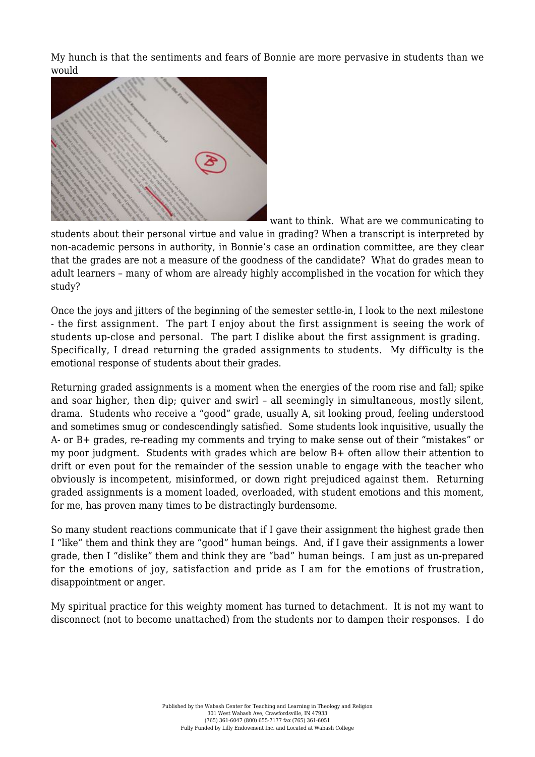My hunch is that the sentiments and fears of Bonnie are more pervasive in students than we would want to think. What are we communicating to students about their personal virtue and value in grading? When a transcript is interpreted by non-academic persons in authority, in Bonnie's case an ordination committee, are they clear that the grades are not a measure of the goodness of the candidate? What do grades mean to adult learners – many of whom are already highly accomplished in the vocation for which they study?

Once the joys and jitters of the beginning of the semester settle-in, I look to the next milestone - the first assignment. The part I enjoy about the first assignment is seeing the work of students up-close and personal. The part I dislike about the first assignment is grading. Specifically, I dread returning the graded assignments to students. My difficulty is the emotional response of students about their grades.

Returning graded assignments is a moment when the energies of the room rise and fall; spike and soar higher, then dip; quiver and swirl – all seemingly in simultaneous, mostly silent, drama. Students who receive a "good" grade, usually A, sit looking proud, feeling understood and sometimes smug or condescendingly satisfied. Some students look inquisitive, usually the A- or B+ grades, re-reading my comments and trying to make sense out of their "mistakes" or my poor judgment. Students with grades which are below B+ often allow their attention to drift or even pout for the remainder of the session unable to engage with the teacher who obviously is incompetent, misinformed, or down right prejudiced against them. Returning graded assignments is a moment loaded, overloaded, with student emotions and this moment, for me, has proven many times to be distractingly burdensome.

So many student reactions communicate that if I gave their assignment the highest grade then I "like" them and think they are "good" human beings. And, if I gave their assignments a lower grade, then I "dislike" them and think they are "bad" human beings. I am just as un-prepared for the emotions of joy, satisfaction and pride as I am for the emotions of frustration, disappointment or anger.

My spiritual practice for this weighty moment has turned to detachment. It is not my want to disconnect (not to become unattached) from the students nor to dampen their responses. I do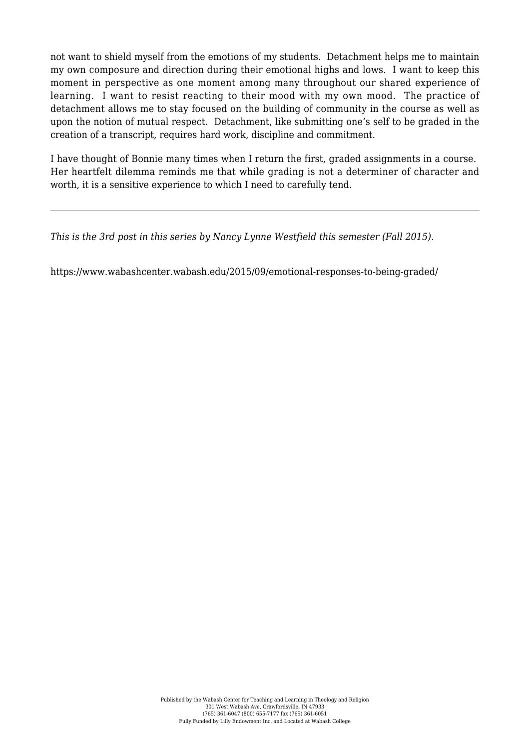not want to shield myself from the emotions of my students. Detachment helps me to maintain my own composure and direction during their emotional highs and lows. I want to keep this moment in perspective as one moment among many throughout our shared experience of learning. I want to resist reacting to their mood with my own mood. The practice of detachment allows me to stay focused on the building of community in the course as well as upon the notion of mutual respect. Detachment, like submitting one's self to be graded in the creation of a transcript, requires hard work, discipline and commitment.

I have thought of Bonnie many times when I return the first, graded assignments in a course. Her heartfelt dilemma reminds me that while grading is not a determiner of character and worth, it is a sensitive experience to which I need to carefully tend.

---

*This is the 3rd post in this series by Nancy Lynne Westfield this semester (Fall 2015).*

https://www.wabashcenter.wabash.edu/2015/09/emotional-responses-to-being-graded/

Published by the Wabash Center for Teaching and Learning in Theology and Religion
301 West Wabash Ave, Crawfordsville, IN 47933
(765) 361-6047 (800) 655-7177 fax (765) 361-6051
Fully Funded by Lilly Endowment Inc. and Located at Wabash College